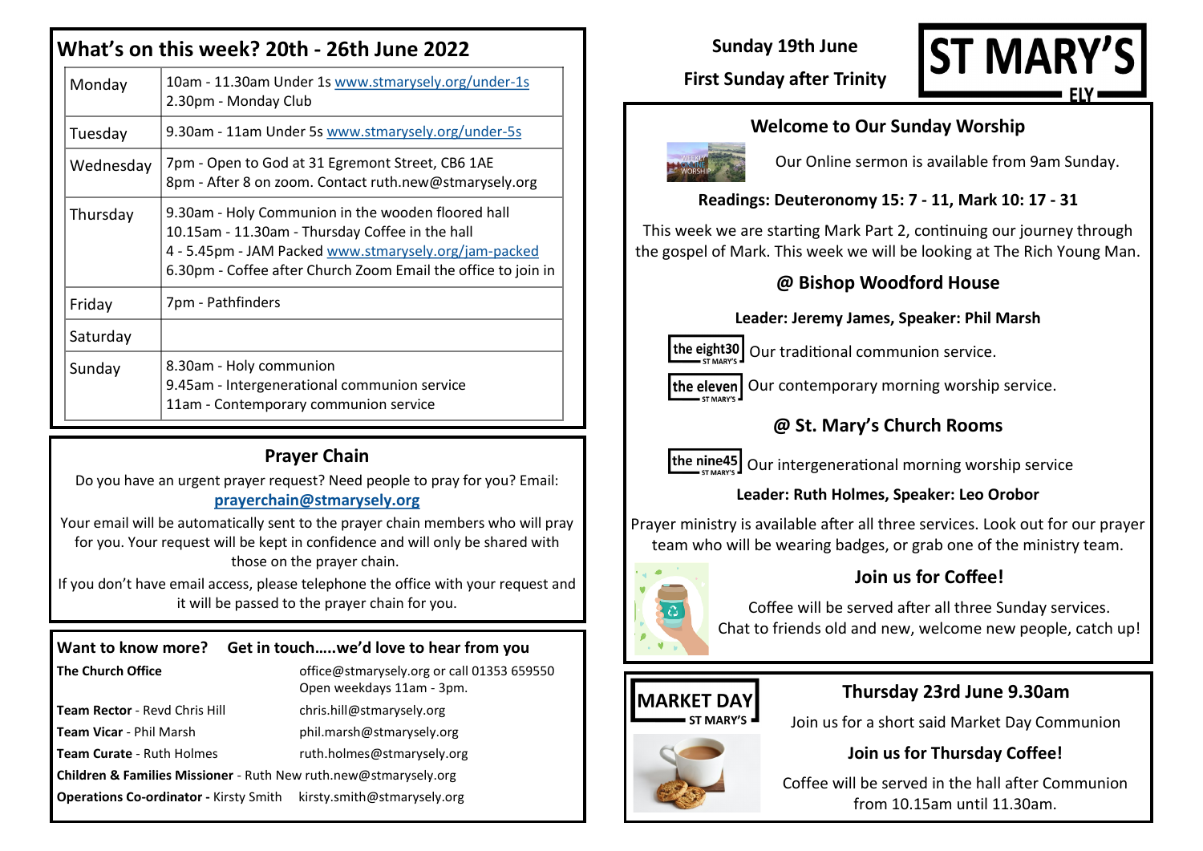## What's on this week? 20th - 26th June 2022

| Day | Events |
|---|---|
| Monday | 10am - 11.30am Under 1s www.stmarysely.org/under-1s<br>2.30pm - Monday Club |
| Tuesday | 9.30am - 11am Under 5s www.stmarysely.org/under-5s |
| Wednesday | 7pm - Open to God at 31 Egremont Street, CB6 1AE<br>8pm - After 8 on zoom. Contact ruth.new@stmarysely.org |
| Thursday | 9.30am - Holy Communion in the wooden floored hall<br>10.15am - 11.30am - Thursday Coffee in the hall<br>4 - 5.45pm - JAM Packed www.stmarysely.org/jam-packed<br>6.30pm - Coffee after Church Zoom Email the office to join in |
| Friday | 7pm - Pathfinders |
| Saturday | |
| Sunday | 8.30am - Holy communion<br>9.45am - Intergenerational communion service<br>11am - Contemporary communion service |

## Prayer Chain

Do you have an urgent prayer request? Need people to pray for you? Email:
**prayerchain@stmarysely.org**

Your email will be automatically sent to the prayer chain members who will pray for you. Your request will be kept in confidence and will only be shared with those on the prayer chain.

If you don't have email access, please telephone the office with your request and it will be passed to the prayer chain for you.

## Want to know more? Get in touch…..we'd love to hear from you

**The Church Office** — office@stmarysely.org or call 01353 659550
Open weekdays 11am - 3pm.

**Team Rector** - Revd Chris Hill — chris.hill@stmarysely.org

**Team Vicar** - Phil Marsh — phil.marsh@stmarysely.org

**Team Curate** - Ruth Holmes — ruth.holmes@stmarysely.org

**Children & Families Missioner** - Ruth New ruth.new@stmarysely.org

**Operations Co-ordinator -** Kirsty Smith — kirsty.smith@stmarysely.org

**Sunday 19th June**

**First Sunday after Trinity**

# ST MARY'S ELY

## Welcome to Our Sunday Worship

Our Online sermon is available from 9am Sunday.

**Readings: Deuteronomy 15: 7 - 11, Mark 10: 17 - 31**

This week we are starting Mark Part 2, continuing our journey through the gospel of Mark. This week we will be looking at The Rich Young Man.

## @ Bishop Woodford House

**Leader: Jeremy James, Speaker: Phil Marsh**

the eight30 ST MARY'S — Our traditional communion service.

the eleven ST MARY'S — Our contemporary morning worship service.

## @ St. Mary's Church Rooms

the nine45 ST MARY'S — Our intergenerational morning worship service

**Leader: Ruth Holmes, Speaker: Leo Orobor**

Prayer ministry is available after all three services. Look out for our prayer team who will be wearing badges, or grab one of the ministry team.

## Join us for Coffee!

Coffee will be served after all three Sunday services.
Chat to friends old and new, welcome new people, catch up!

## MARKET DAY ST MARY'S

## Thursday 23rd June 9.30am

Join us for a short said Market Day Communion

**Join us for Thursday Coffee!**

Coffee will be served in the hall after Communion from 10.15am until 11.30am.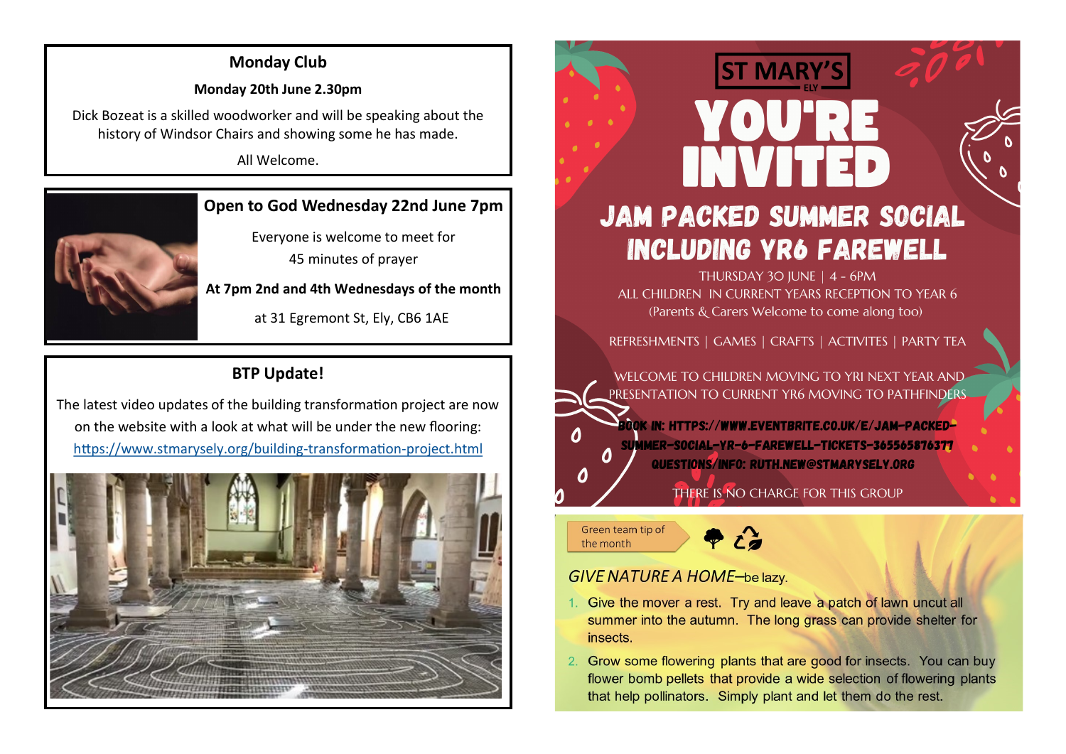## Monday Club

**Monday 20th June 2.30pm**

Dick Bozeat is a skilled woodworker and will be speaking about the history of Windsor Chairs and showing some he has made.

All Welcome.

## Open to God Wednesday 22nd June 7pm

Everyone is welcome to meet for 45 minutes of prayer

**At 7pm 2nd and 4th Wednesdays of the month**

at 31 Egremont St, Ely, CB6 1AE

## BTP Update!

The latest video updates of the building transformation project are now on the website with a look at what will be under the new flooring: https://www.stmarysely.org/building-transformation-project.html

ST MARY'S ELY

# YOU'RE INVITED

## JAM PACKED SUMMER SOCIAL INCLUDING YR6 FAREWELL

THURSDAY 30 JUNE | 4 - 6PM
ALL CHILDREN IN CURRENT YEARS RECEPTION TO YEAR 6
(Parents & Carers Welcome to come along too)

REFRESHMENTS | GAMES | CRAFTS | ACTIVITES | PARTY TEA

WELCOME TO CHILDREN MOVING TO YR1 NEXT YEAR AND PRESENTATION TO CURRENT YR6 MOVING TO PATHFINDERS

BOOK IN: HTTPS://WWW.EVENTBRITE.CO.UK/E/JAM-PACKED-SUMMER-SOCIAL-YR-6-FAREWELL-TICKETS-365565876377
QUESTIONS/INFO: RUTH.NEW@STMARYSELY.ORG

THERE IS NO CHARGE FOR THIS GROUP

Green team tip of the month

*GIVE NATURE A HOME*–be lazy.

1. Give the mover a rest. Try and leave a patch of lawn uncut all summer into the autumn. The long grass can provide shelter for insects.
2. Grow some flowering plants that are good for insects. You can buy flower bomb pellets that provide a wide selection of flowering plants that help pollinators. Simply plant and let them do the rest.